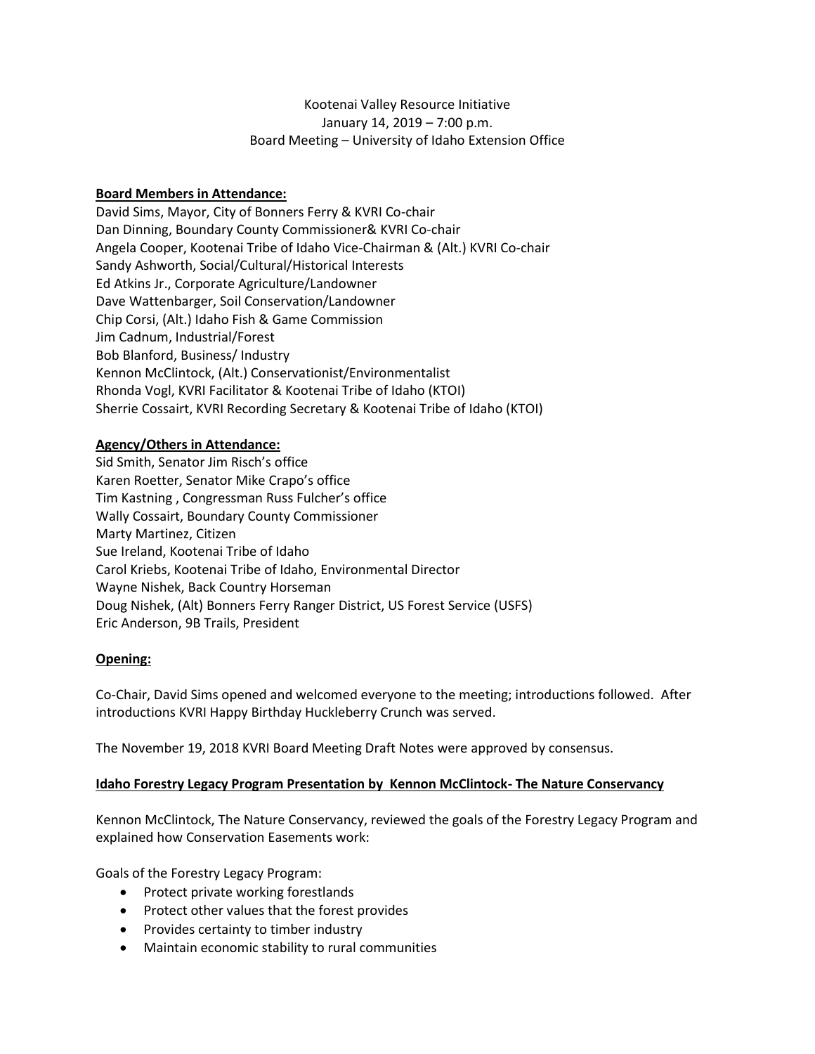Kootenai Valley Resource Initiative
January 14, 2019 – 7:00 p.m.
Board Meeting – University of Idaho Extension Office

**Board Members in Attendance:**

David Sims, Mayor, City of Bonners Ferry & KVRI Co-chair
Dan Dinning, Boundary County Commissioner& KVRI Co-chair
Angela Cooper, Kootenai Tribe of Idaho Vice-Chairman & (Alt.) KVRI Co-chair
Sandy Ashworth, Social/Cultural/Historical Interests
Ed Atkins Jr., Corporate Agriculture/Landowner
Dave Wattenbarger, Soil Conservation/Landowner
Chip Corsi, (Alt.) Idaho Fish & Game Commission
Jim Cadnum, Industrial/Forest
Bob Blanford, Business/ Industry
Kennon McClintock, (Alt.) Conservationist/Environmentalist
Rhonda Vogl, KVRI Facilitator & Kootenai Tribe of Idaho (KTOI)
Sherrie Cossairt, KVRI Recording Secretary & Kootenai Tribe of Idaho (KTOI)

**Agency/Others in Attendance:**

Sid Smith, Senator Jim Risch's office
Karen Roetter, Senator Mike Crapo's office
Tim Kastning , Congressman Russ Fulcher's office
Wally Cossairt, Boundary County Commissioner
Marty Martinez, Citizen
Sue Ireland, Kootenai Tribe of Idaho
Carol Kriebs, Kootenai Tribe of Idaho, Environmental Director
Wayne Nishek, Back Country Horseman
Doug Nishek, (Alt) Bonners Ferry Ranger District, US Forest Service (USFS)
Eric Anderson, 9B Trails, President

**Opening:**

Co-Chair, David Sims opened and welcomed everyone to the meeting; introductions followed. After introductions KVRI Happy Birthday Huckleberry Crunch was served.

The November 19, 2018 KVRI Board Meeting Draft Notes were approved by consensus.

**Idaho Forestry Legacy Program Presentation by Kennon McClintock- The Nature Conservancy**

Kennon McClintock, The Nature Conservancy, reviewed the goals of the Forestry Legacy Program and explained how Conservation Easements work:

Goals of the Forestry Legacy Program:

- Protect private working forestlands
- Protect other values that the forest provides
- Provides certainty to timber industry
- Maintain economic stability to rural communities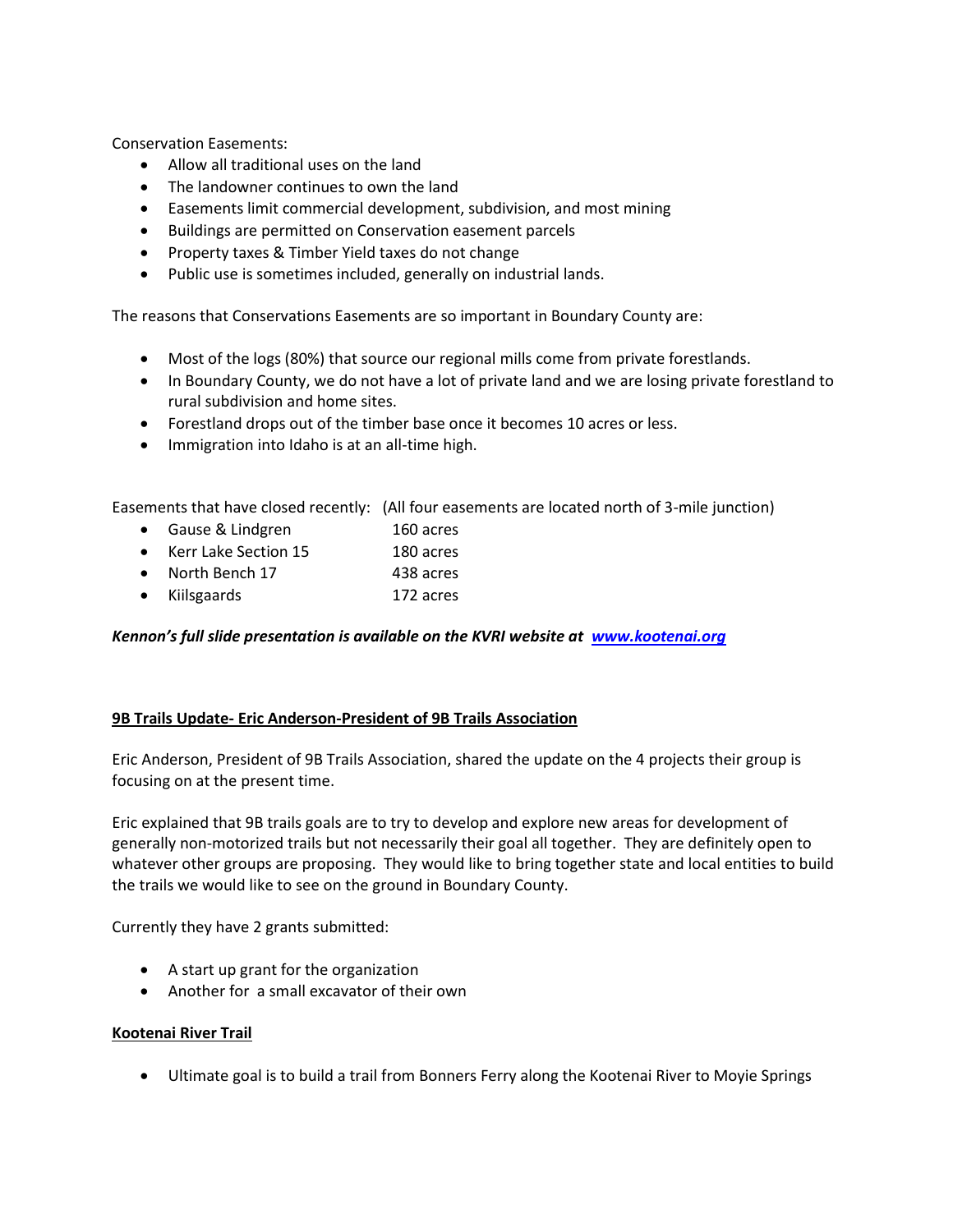Conservation Easements:

- Allow all traditional uses on the land
- The landowner continues to own the land
- Easements limit commercial development, subdivision, and most mining
- Buildings are permitted on Conservation easement parcels
- Property taxes & Timber Yield taxes do not change
- Public use is sometimes included, generally on industrial lands.

The reasons that Conservations Easements are so important in Boundary County are:

- Most of the logs (80%) that source our regional mills come from private forestlands.
- In Boundary County, we do not have a lot of private land and we are losing private forestland to rural subdivision and home sites.
- Forestland drops out of the timber base once it becomes 10 acres or less.
- Immigration into Idaho is at an all-time high.

Easements that have closed recently: (All four easements are located north of 3-mile junction)

- Gause & Lindgren 160 acres
- Kerr Lake Section 15 180 acres
- North Bench 17 438 acres
- Kiilsgaards 172 acres

***Kennon's full slide presentation is available on the KVRI website at [www.kootenai.org](www.kootenai.org)***

**9B Trails Update- Eric Anderson-President of 9B Trails Association**

Eric Anderson, President of 9B Trails Association, shared the update on the 4 projects their group is focusing on at the present time.

Eric explained that 9B trails goals are to try to develop and explore new areas for development of generally non-motorized trails but not necessarily their goal all together. They are definitely open to whatever other groups are proposing. They would like to bring together state and local entities to build the trails we would like to see on the ground in Boundary County.

Currently they have 2 grants submitted:

- A start up grant for the organization
- Another for a small excavator of their own

**Kootenai River Trail**

- Ultimate goal is to build a trail from Bonners Ferry along the Kootenai River to Moyie Springs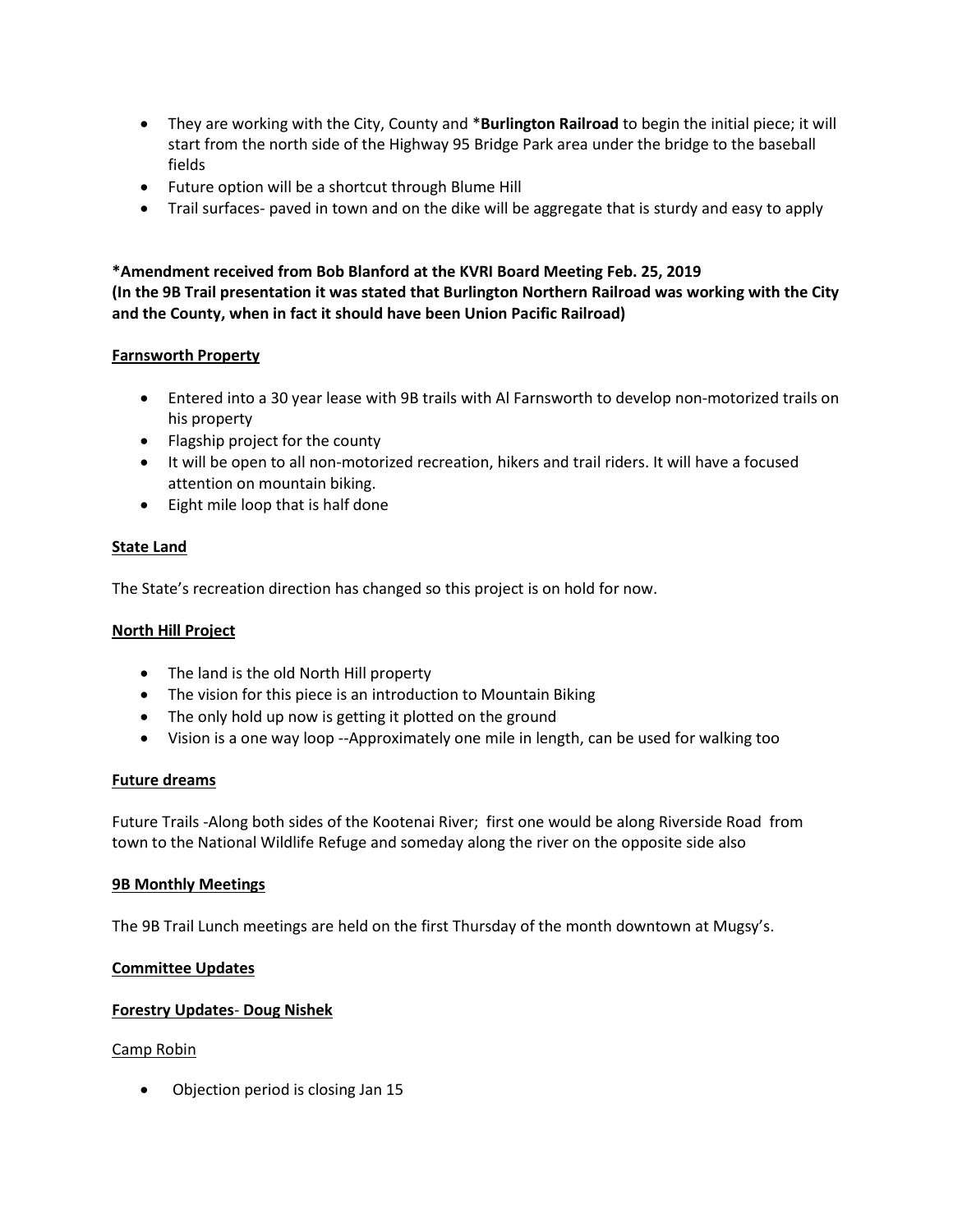- They are working with the City, County and *​**Burlington Railroad** to begin the initial piece; it will start from the north side of the Highway 95 Bridge Park area under the bridge to the baseball fields
- Future option will be a shortcut through Blume Hill
- Trail surfaces- paved in town and on the dike will be aggregate that is sturdy and easy to apply

**\*Amendment received from Bob Blanford at the KVRI Board Meeting Feb. 25, 2019**
**(In the 9B Trail presentation it was stated that Burlington Northern Railroad was working with the City and the County, when in fact it should have been Union Pacific Railroad)**

<u>**Farnsworth Property**</u>

- Entered into a 30 year lease with 9B trails with Al Farnsworth to develop non-motorized trails on his property
- Flagship project for the county
- It will be open to all non-motorized recreation, hikers and trail riders. It will have a focused attention on mountain biking.
- Eight mile loop that is half done

<u>**State Land**</u>

The State's recreation direction has changed so this project is on hold for now.

<u>**North Hill Project**</u>

- The land is the old North Hill property
- The vision for this piece is an introduction to Mountain Biking
- The only hold up now is getting it plotted on the ground
- Vision is a one way loop --Approximately one mile in length, can be used for walking too

<u>**Future dreams**</u>

Future Trails -Along both sides of the Kootenai River; first one would be along Riverside Road from town to the National Wildlife Refuge and someday along the river on the opposite side also

<u>**9B Monthly Meetings**</u>

The 9B Trail Lunch meetings are held on the first Thursday of the month downtown at Mugsy's.

<u>**Committee Updates**</u>

<u>**Forestry Updates- Doug Nishek**</u>

<u>Camp Robin</u>

- Objection period is closing Jan 15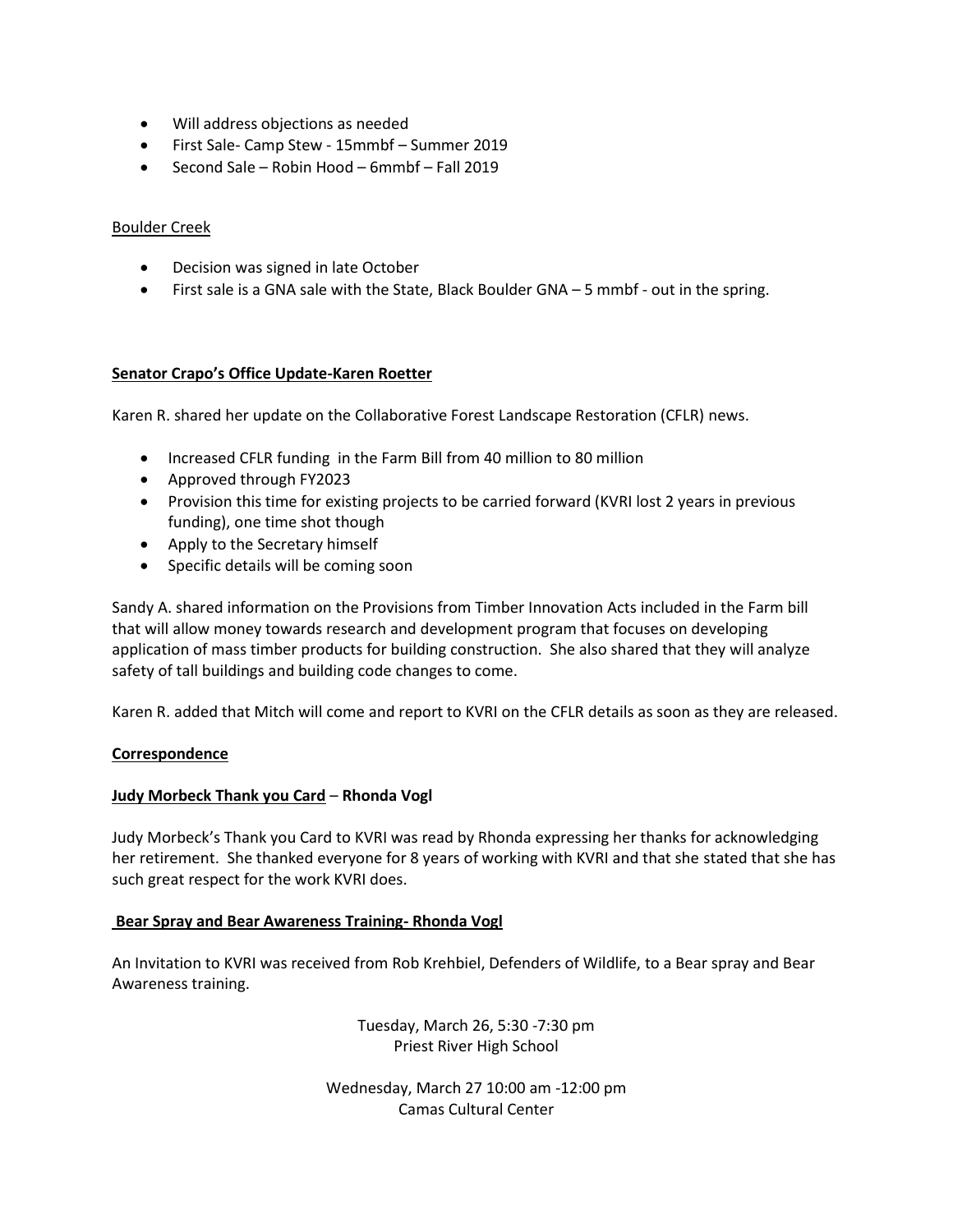- Will address objections as needed
- First Sale- Camp Stew - 15mmbf – Summer 2019
- Second Sale – Robin Hood – 6mmbf – Fall 2019

Boulder Creek

- Decision was signed in late October
- First sale is a GNA sale with the State, Black Boulder GNA – 5 mmbf - out in the spring.

**Senator Crapo's Office Update-Karen Roetter**

Karen R. shared her update on the Collaborative Forest Landscape Restoration (CFLR) news.

- Increased CFLR funding in the Farm Bill from 40 million to 80 million
- Approved through FY2023
- Provision this time for existing projects to be carried forward (KVRI lost 2 years in previous funding), one time shot though
- Apply to the Secretary himself
- Specific details will be coming soon

Sandy A. shared information on the Provisions from Timber Innovation Acts included in the Farm bill that will allow money towards research and development program that focuses on developing application of mass timber products for building construction. She also shared that they will analyze safety of tall buildings and building code changes to come.

Karen R. added that Mitch will come and report to KVRI on the CFLR details as soon as they are released.

**Correspondence**

**Judy Morbeck Thank you Card** – **Rhonda Vogl**

Judy Morbeck's Thank you Card to KVRI was read by Rhonda expressing her thanks for acknowledging her retirement. She thanked everyone for 8 years of working with KVRI and that she stated that she has such great respect for the work KVRI does.

**Bear Spray and Bear Awareness Training- Rhonda Vogl**

An Invitation to KVRI was received from Rob Krehbiel, Defenders of Wildlife, to a Bear spray and Bear Awareness training.

Tuesday, March 26, 5:30 -7:30 pm
Priest River High School

Wednesday, March 27 10:00 am -12:00 pm
Camas Cultural Center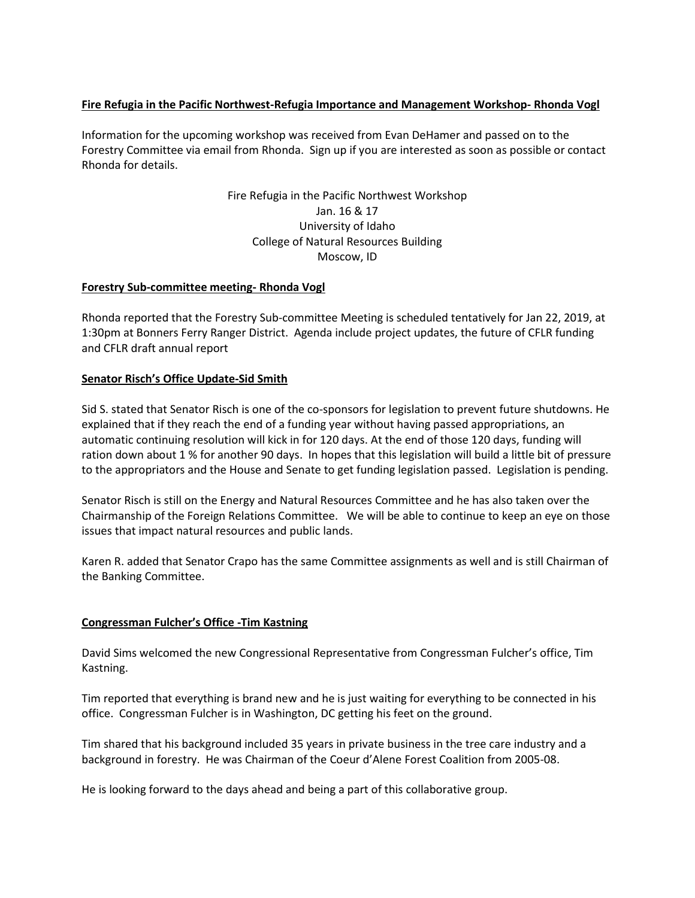**Fire Refugia in the Pacific Northwest-Refugia Importance and Management Workshop- Rhonda Vogl**

Information for the upcoming workshop was received from Evan DeHamer and passed on to the Forestry Committee via email from Rhonda. Sign up if you are interested as soon as possible or contact Rhonda for details.

Fire Refugia in the Pacific Northwest Workshop
Jan. 16 & 17
University of Idaho
College of Natural Resources Building
Moscow, ID

**Forestry Sub-committee meeting- Rhonda Vogl**

Rhonda reported that the Forestry Sub-committee Meeting is scheduled tentatively for Jan 22, 2019, at 1:30pm at Bonners Ferry Ranger District. Agenda include project updates, the future of CFLR funding and CFLR draft annual report

**Senator Risch's Office Update-Sid Smith**

Sid S. stated that Senator Risch is one of the co-sponsors for legislation to prevent future shutdowns. He explained that if they reach the end of a funding year without having passed appropriations, an automatic continuing resolution will kick in for 120 days. At the end of those 120 days, funding will ration down about 1 % for another 90 days. In hopes that this legislation will build a little bit of pressure to the appropriators and the House and Senate to get funding legislation passed. Legislation is pending.

Senator Risch is still on the Energy and Natural Resources Committee and he has also taken over the Chairmanship of the Foreign Relations Committee. We will be able to continue to keep an eye on those issues that impact natural resources and public lands.

Karen R. added that Senator Crapo has the same Committee assignments as well and is still Chairman of the Banking Committee.

**Congressman Fulcher's Office -Tim Kastning**

David Sims welcomed the new Congressional Representative from Congressman Fulcher's office, Tim Kastning.

Tim reported that everything is brand new and he is just waiting for everything to be connected in his office. Congressman Fulcher is in Washington, DC getting his feet on the ground.

Tim shared that his background included 35 years in private business in the tree care industry and a background in forestry. He was Chairman of the Coeur d'Alene Forest Coalition from 2005-08.

He is looking forward to the days ahead and being a part of this collaborative group.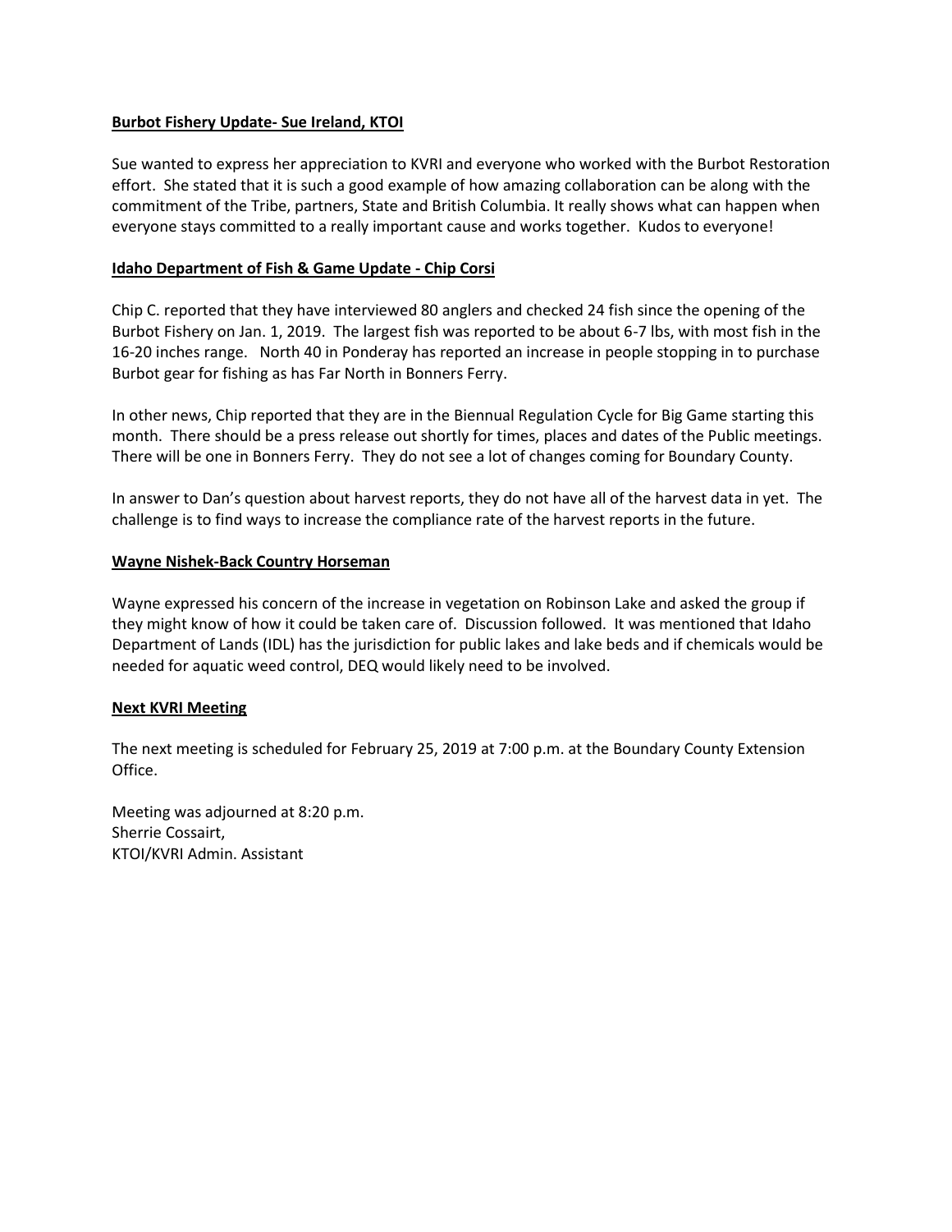**Burbot Fishery Update- Sue Ireland, KTOI**

Sue wanted to express her appreciation to KVRI and everyone who worked with the Burbot Restoration effort. She stated that it is such a good example of how amazing collaboration can be along with the commitment of the Tribe, partners, State and British Columbia. It really shows what can happen when everyone stays committed to a really important cause and works together. Kudos to everyone!

**Idaho Department of Fish & Game Update - Chip Corsi**

Chip C. reported that they have interviewed 80 anglers and checked 24 fish since the opening of the Burbot Fishery on Jan. 1, 2019. The largest fish was reported to be about 6-7 lbs, with most fish in the 16-20 inches range. North 40 in Ponderay has reported an increase in people stopping in to purchase Burbot gear for fishing as has Far North in Bonners Ferry.

In other news, Chip reported that they are in the Biennual Regulation Cycle for Big Game starting this month. There should be a press release out shortly for times, places and dates of the Public meetings. There will be one in Bonners Ferry. They do not see a lot of changes coming for Boundary County.

In answer to Dan's question about harvest reports, they do not have all of the harvest data in yet. The challenge is to find ways to increase the compliance rate of the harvest reports in the future.

**Wayne Nishek-Back Country Horseman**

Wayne expressed his concern of the increase in vegetation on Robinson Lake and asked the group if they might know of how it could be taken care of. Discussion followed. It was mentioned that Idaho Department of Lands (IDL) has the jurisdiction for public lakes and lake beds and if chemicals would be needed for aquatic weed control, DEQ would likely need to be involved.

**Next KVRI Meeting**

The next meeting is scheduled for February 25, 2019 at 7:00 p.m. at the Boundary County Extension Office.

Meeting was adjourned at 8:20 p.m.
Sherrie Cossairt,
KTOI/KVRI Admin. Assistant